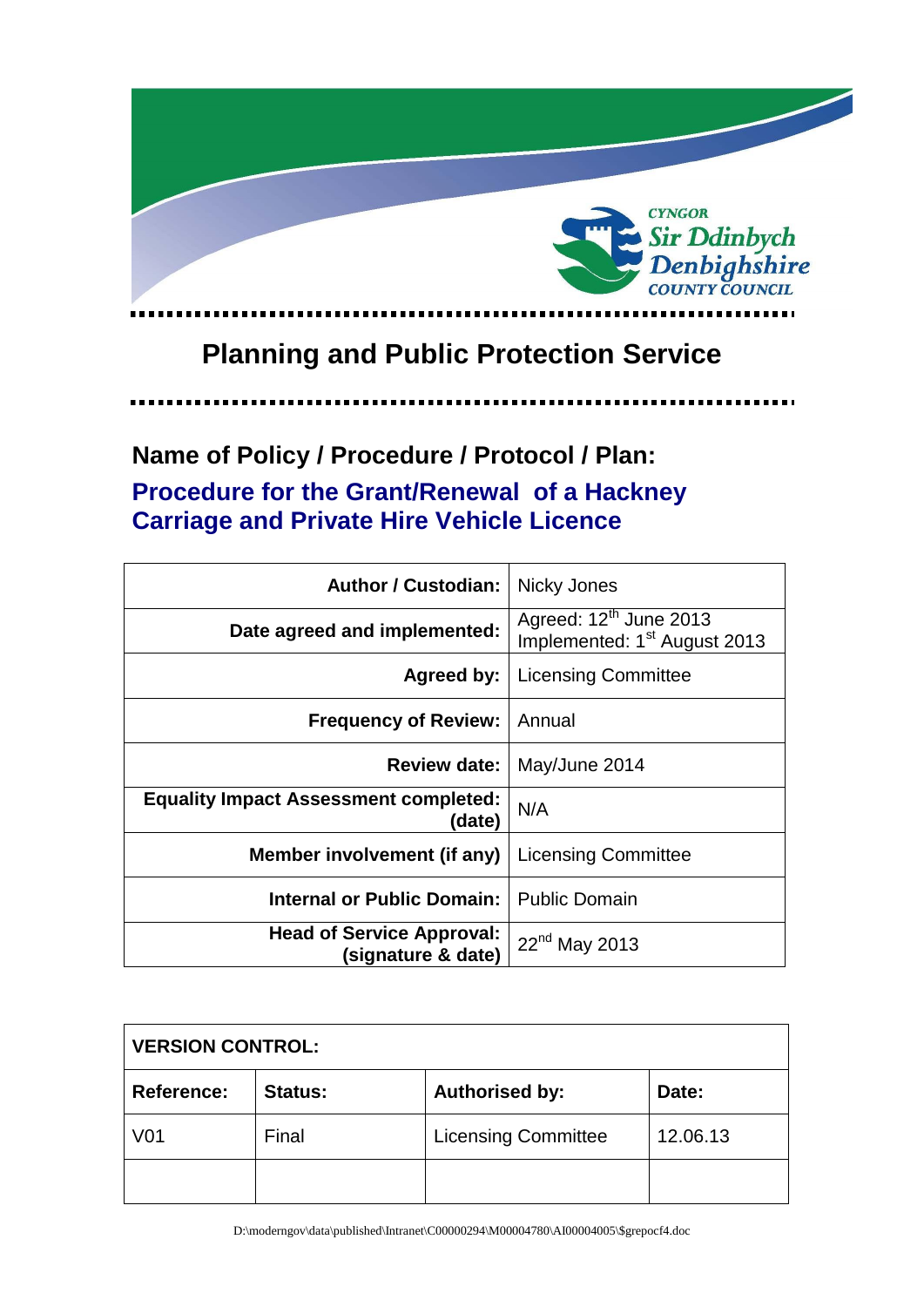CYNGOR Sir Ddinbych Denbighshire COUNTY COUNCIL

# Planning and Public Protection Service

## Name of Policy / Procedure / Protocol / Plan:

## Procedure for the Grant/Renewal of a Hackney Carriage and Private Hire Vehicle Licence

| | |
|---|---|
| **Author / Custodian:** | Nicky Jones |
| **Date agreed and implemented:** | Agreed: 12th June 2013<br>Implemented: 1st August 2013 |
| **Agreed by:** | Licensing Committee |
| **Frequency of Review:** | Annual |
| **Review date:** | May/June 2014 |
| **Equality Impact Assessment completed: (date)** | N/A |
| **Member involvement (if any)** | Licensing Committee |
| **Internal or Public Domain:** | Public Domain |
| **Head of Service Approval: (signature & date)** | 22nd May 2013 |

| **VERSION CONTROL:** | | | |
|---|---|---|---|
| **Reference:** | **Status:** | **Authorised by:** | **Date:** |
| V01 | Final | Licensing Committee | 12.06.13 |
| | | | |

D:\moderngov\data\published\Intranet\C00000294\M00004780\AI00004005\$grepocf4.doc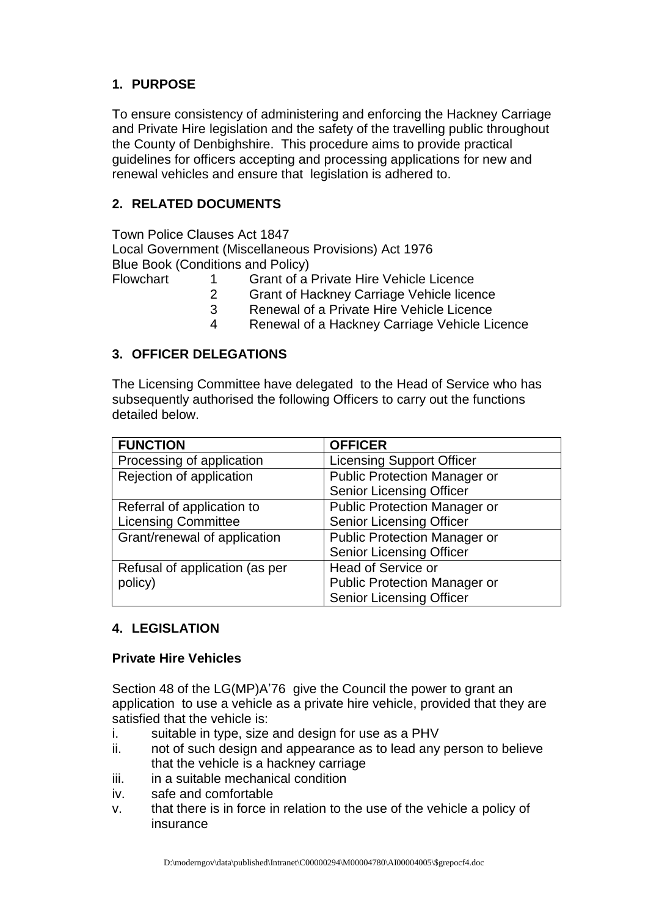## 1. PURPOSE

To ensure consistency of administering and enforcing the Hackney Carriage and Private Hire legislation and the safety of the travelling public throughout the County of Denbighshire. This procedure aims to provide practical guidelines for officers accepting and processing applications for new and renewal vehicles and ensure that legislation is adhered to.

## 2. RELATED DOCUMENTS

Town Police Clauses Act 1847
Local Government (Miscellaneous Provisions) Act 1976
Blue Book (Conditions and Policy)
Flowchart
1. Grant of a Private Hire Vehicle Licence
2. Grant of Hackney Carriage Vehicle licence
3. Renewal of a Private Hire Vehicle Licence
4. Renewal of a Hackney Carriage Vehicle Licence

## 3. OFFICER DELEGATIONS

The Licensing Committee have delegated to the Head of Service who has subsequently authorised the following Officers to carry out the functions detailed below.

| FUNCTION | OFFICER |
|---|---|
| Processing of application | Licensing Support Officer |
| Rejection of application | Public Protection Manager or Senior Licensing Officer |
| Referral of application to Licensing Committee | Public Protection Manager or Senior Licensing Officer |
| Grant/renewal of application | Public Protection Manager or Senior Licensing Officer |
| Refusal of application (as per policy) | Head of Service or Public Protection Manager or Senior Licensing Officer |

## 4. LEGISLATION

### Private Hire Vehicles

Section 48 of the LG(MP)A'76 give the Council the power to grant an application to use a vehicle as a private hire vehicle, provided that they are satisfied that the vehicle is:

i. suitable in type, size and design for use as a PHV
ii. not of such design and appearance as to lead any person to believe that the vehicle is a hackney carriage
iii. in a suitable mechanical condition
iv. safe and comfortable
v. that there is in force in relation to the use of the vehicle a policy of insurance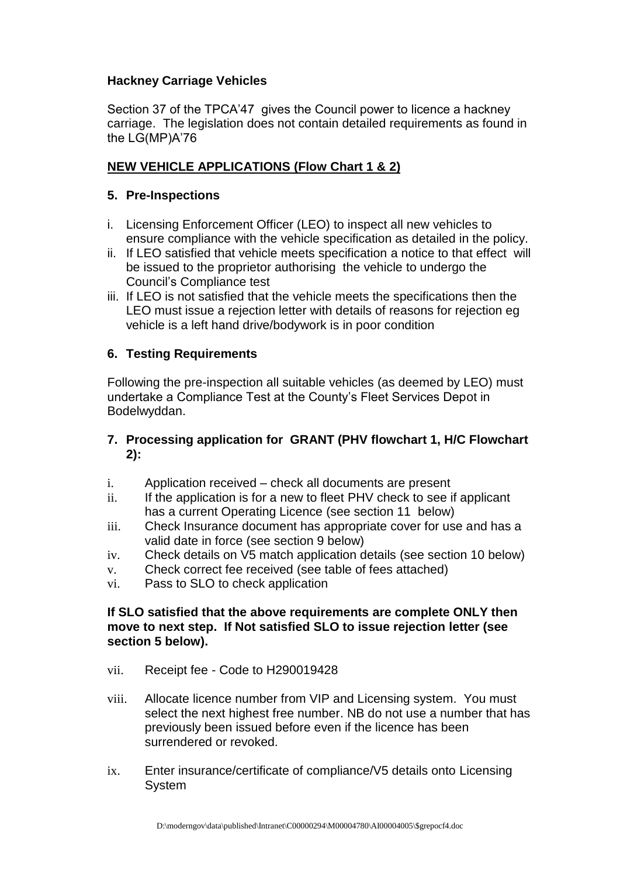**Hackney Carriage Vehicles**

Section 37 of the TPCA'47 gives the Council power to licence a hackney carriage. The legislation does not contain detailed requirements as found in the LG(MP)A'76

**NEW VEHICLE APPLICATIONS (Flow Chart 1 & 2)**

**5. Pre-Inspections**

i. Licensing Enforcement Officer (LEO) to inspect all new vehicles to ensure compliance with the vehicle specification as detailed in the policy.
ii. If LEO satisfied that vehicle meets specification a notice to that effect will be issued to the proprietor authorising the vehicle to undergo the Council's Compliance test
iii. If LEO is not satisfied that the vehicle meets the specifications then the LEO must issue a rejection letter with details of reasons for rejection eg vehicle is a left hand drive/bodywork is in poor condition

**6. Testing Requirements**

Following the pre-inspection all suitable vehicles (as deemed by LEO) must undertake a Compliance Test at the County's Fleet Services Depot in Bodelwyddan.

**7. Processing application for GRANT (PHV flowchart 1, H/C Flowchart 2):**

i. Application received – check all documents are present
ii. If the application is for a new to fleet PHV check to see if applicant has a current Operating Licence (see section 11 below)
iii. Check Insurance document has appropriate cover for use and has a valid date in force (see section 9 below)
iv. Check details on V5 match application details (see section 10 below)
v. Check correct fee received (see table of fees attached)
vi. Pass to SLO to check application

**If SLO satisfied that the above requirements are complete ONLY then move to next step. If Not satisfied SLO to issue rejection letter (see section 5 below).**

vii. Receipt fee - Code to H290019428

viii. Allocate licence number from VIP and Licensing system. You must select the next highest free number. NB do not use a number that has previously been issued before even if the licence has been surrendered or revoked.

ix. Enter insurance/certificate of compliance/V5 details onto Licensing System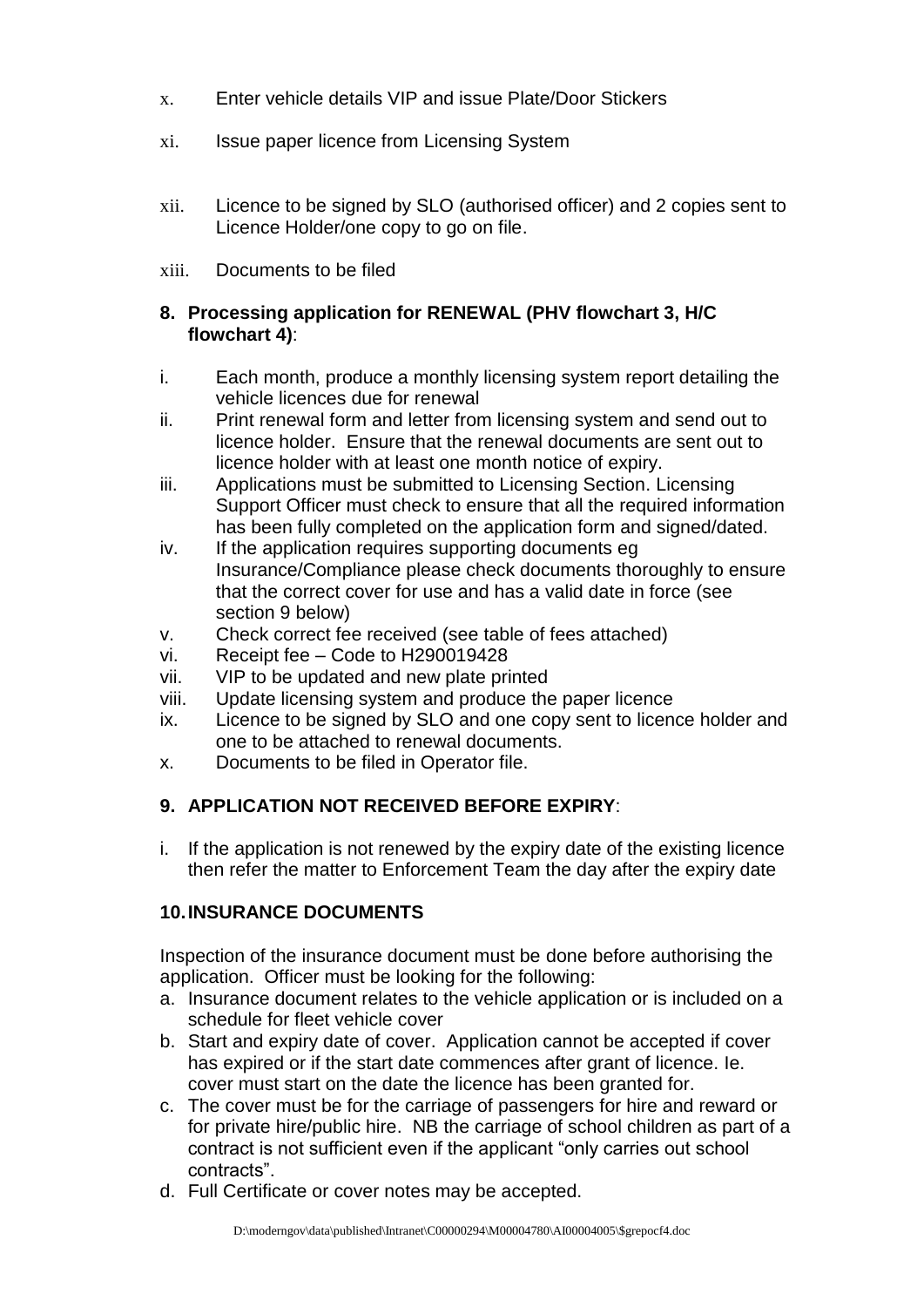x. Enter vehicle details VIP and issue Plate/Door Stickers

xi. Issue paper licence from Licensing System

xii. Licence to be signed by SLO (authorised officer) and 2 copies sent to Licence Holder/one copy to go on file.

xiii. Documents to be filed

## 8. Processing application for RENEWAL (PHV flowchart 3, H/C flowchart 4):

i. Each month, produce a monthly licensing system report detailing the vehicle licences due for renewal
ii. Print renewal form and letter from licensing system and send out to licence holder. Ensure that the renewal documents are sent out to licence holder with at least one month notice of expiry.
iii. Applications must be submitted to Licensing Section. Licensing Support Officer must check to ensure that all the required information has been fully completed on the application form and signed/dated.
iv. If the application requires supporting documents eg Insurance/Compliance please check documents thoroughly to ensure that the correct cover for use and has a valid date in force (see section 9 below)
v. Check correct fee received (see table of fees attached)
vi. Receipt fee – Code to H290019428
vii. VIP to be updated and new plate printed
viii. Update licensing system and produce the paper licence
ix. Licence to be signed by SLO and one copy sent to licence holder and one to be attached to renewal documents.
x. Documents to be filed in Operator file.

## 9. APPLICATION NOT RECEIVED BEFORE EXPIRY:

i. If the application is not renewed by the expiry date of the existing licence then refer the matter to Enforcement Team the day after the expiry date

## 10. INSURANCE DOCUMENTS

Inspection of the insurance document must be done before authorising the application. Officer must be looking for the following:

a. Insurance document relates to the vehicle application or is included on a schedule for fleet vehicle cover
b. Start and expiry date of cover. Application cannot be accepted if cover has expired or if the start date commences after grant of licence. Ie. cover must start on the date the licence has been granted for.
c. The cover must be for the carriage of passengers for hire and reward or for private hire/public hire. NB the carriage of school children as part of a contract is not sufficient even if the applicant "only carries out school contracts".
d. Full Certificate or cover notes may be accepted.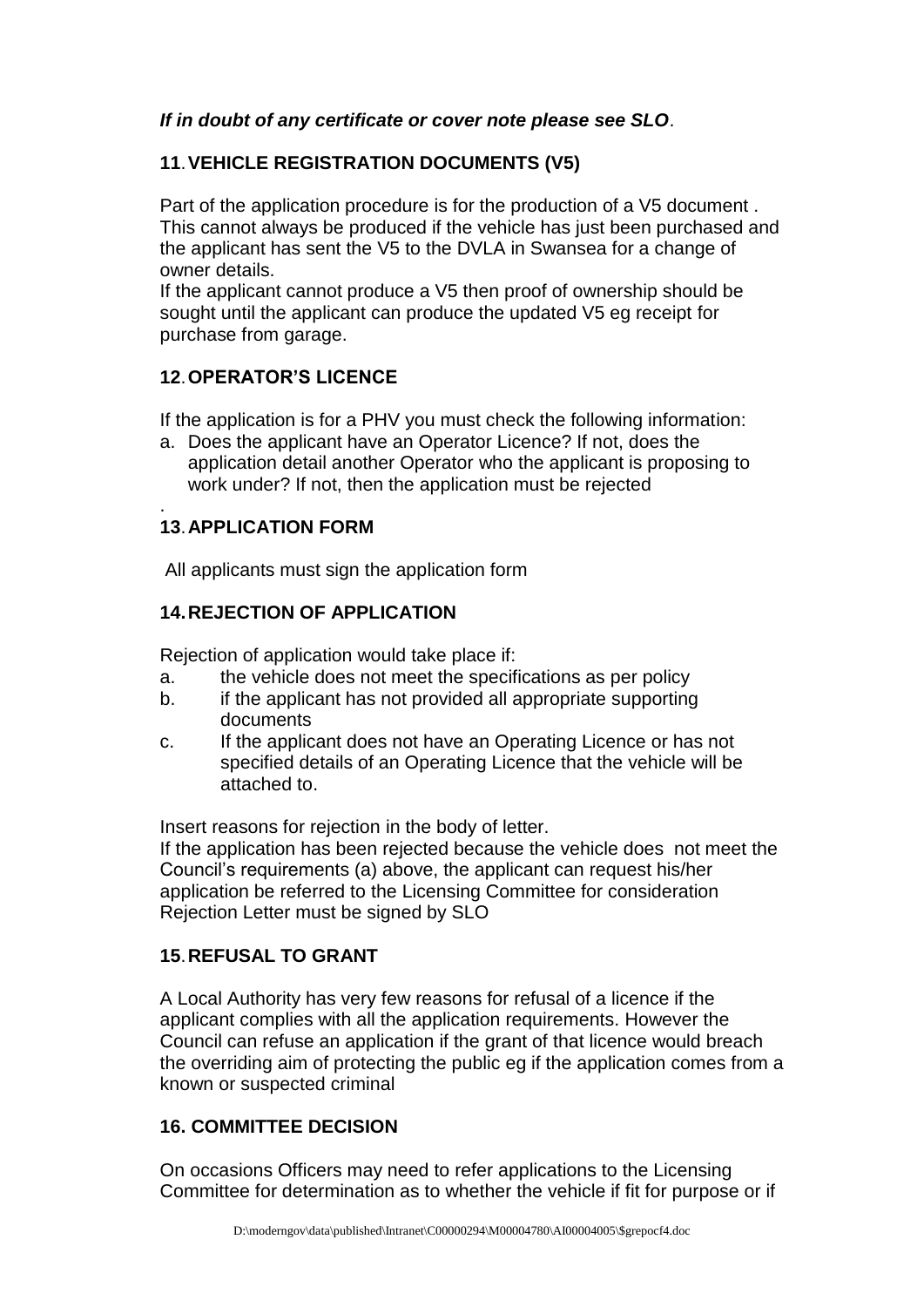***If in doubt of any certificate or cover note please see SLO***.

## 11. VEHICLE REGISTRATION DOCUMENTS (V5)

Part of the application procedure is for the production of a V5 document . This cannot always be produced if the vehicle has just been purchased and the applicant has sent the V5 to the DVLA in Swansea for a change of owner details.
If the applicant cannot produce a V5 then proof of ownership should be sought until the applicant can produce the updated V5 eg receipt for purchase from garage.

## 12. OPERATOR'S LICENCE

If the application is for a PHV you must check the following information:

a. Does the applicant have an Operator Licence? If not, does the application detail another Operator who the applicant is proposing to work under? If not, then the application must be rejected

.

## 13. APPLICATION FORM

All applicants must sign the application form

## 14. REJECTION OF APPLICATION

Rejection of application would take place if:

a. the vehicle does not meet the specifications as per policy
b. if the applicant has not provided all appropriate supporting documents
c. If the applicant does not have an Operating Licence or has not specified details of an Operating Licence that the vehicle will be attached to.

Insert reasons for rejection in the body of letter.
If the application has been rejected because the vehicle does not meet the Council's requirements (a) above, the applicant can request his/her application be referred to the Licensing Committee for consideration
Rejection Letter must be signed by SLO

## 15. REFUSAL TO GRANT

A Local Authority has very few reasons for refusal of a licence if the applicant complies with all the application requirements. However the Council can refuse an application if the grant of that licence would breach the overriding aim of protecting the public eg if the application comes from a known or suspected criminal

## 16. COMMITTEE DECISION

On occasions Officers may need to refer applications to the Licensing Committee for determination as to whether the vehicle if fit for purpose or if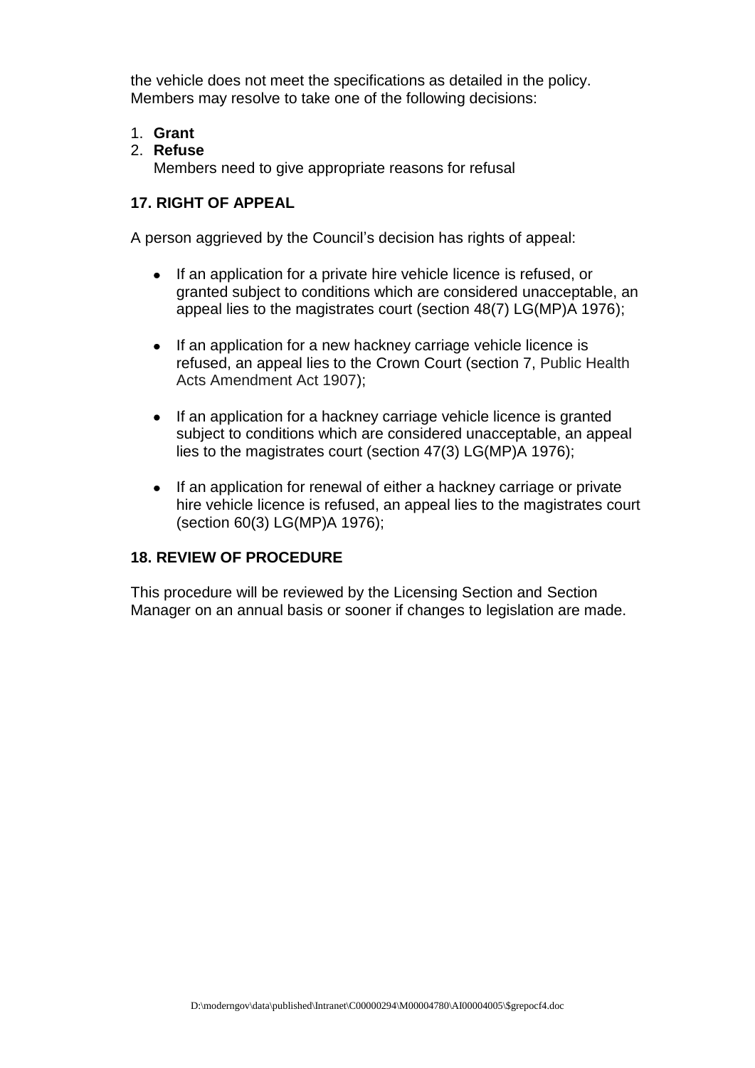the vehicle does not meet the specifications as detailed in the policy. Members may resolve to take one of the following decisions:

1. **Grant**
2. **Refuse**
   Members need to give appropriate reasons for refusal

**17. RIGHT OF APPEAL**

A person aggrieved by the Council's decision has rights of appeal:

- If an application for a private hire vehicle licence is refused, or granted subject to conditions which are considered unacceptable, an appeal lies to the magistrates court (section 48(7) LG(MP)A 1976);

- If an application for a new hackney carriage vehicle licence is refused, an appeal lies to the Crown Court (section 7, Public Health Acts Amendment Act 1907);

- If an application for a hackney carriage vehicle licence is granted subject to conditions which are considered unacceptable, an appeal lies to the magistrates court (section 47(3) LG(MP)A 1976);

- If an application for renewal of either a hackney carriage or private hire vehicle licence is refused, an appeal lies to the magistrates court (section 60(3) LG(MP)A 1976);

**18. REVIEW OF PROCEDURE**

This procedure will be reviewed by the Licensing Section and Section Manager on an annual basis or sooner if changes to legislation are made.